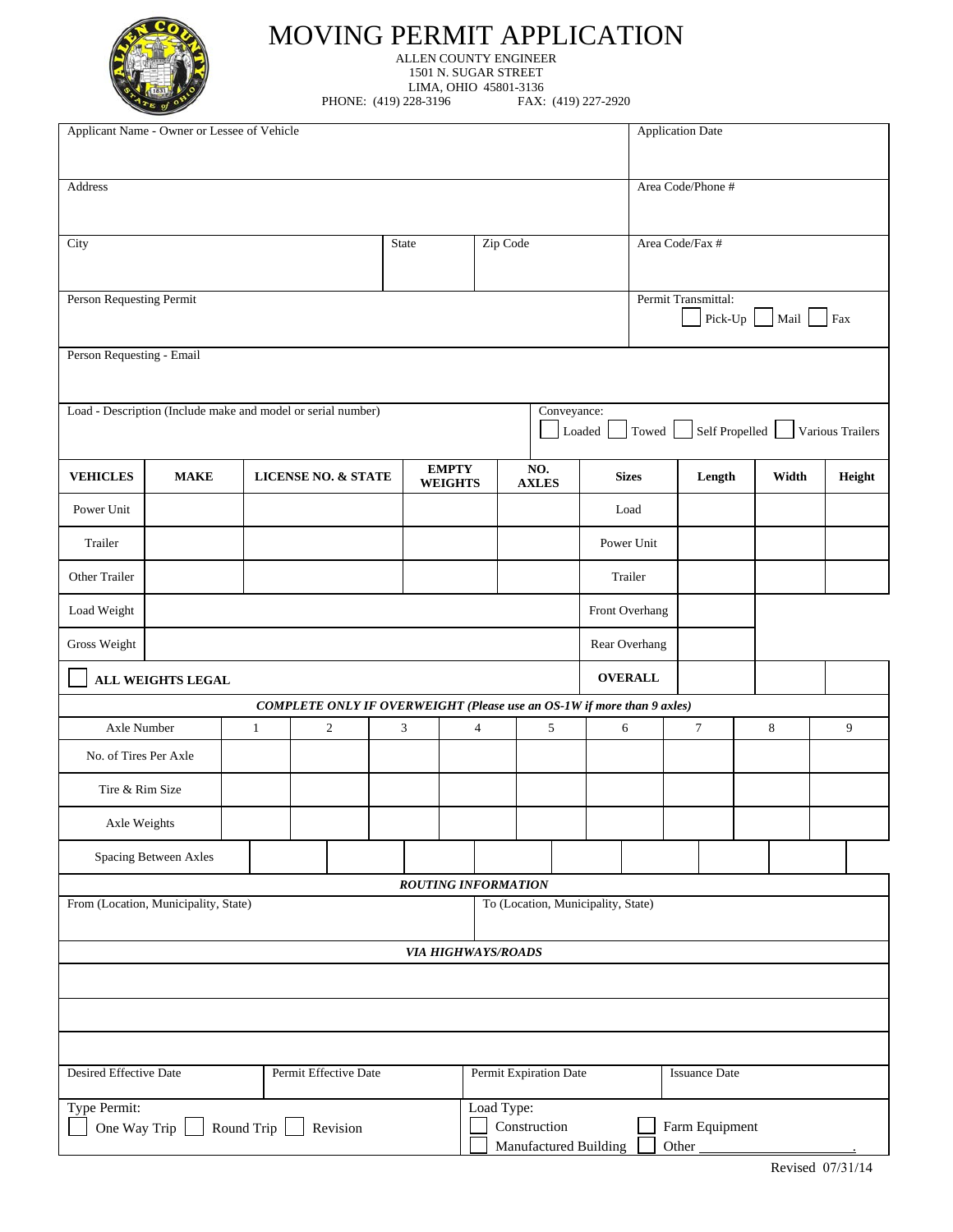# MOVING PERMIT APPLICATION

ALLEN COUNTY ENGINEER
1501 N. SUGAR STREET
LIMA, OHIO 45801-3136
PHONE: (419) 228-3196 FAX: (419) 227-2920

| Applicant Name - Owner or Lessee of Vehicle | | | Application Date |
|---|---|---|---|
| Address | | | Area Code/Phone # |
| City | State | Zip Code | Area Code/Fax # |
| Person Requesting Permit | | | Permit Transmittal: ☐ Pick-Up ☐ Mail ☐ Fax |
| Person Requesting - Email | | | |

| Load - Description (Include make and model or serial number) | Conveyance: ☐ Loaded ☐ Towed ☐ Self Propelled ☐ Various Trailers |
|---|---|

| VEHICLES | MAKE | LICENSE NO. & STATE | EMPTY WEIGHTS | NO. AXLES | Sizes | Length | Width | Height |
|---|---|---|---|---|---|---|---|---|
| Power Unit | | | | | Load | | | |
| Trailer | | | | | Power Unit | | | |
| Other Trailer | | | | | Trailer | | | |
| Load Weight | | | | | Front Overhang | | | |
| Gross Weight | | | | | Rear Overhang | | | |
| ☐ **ALL WEIGHTS LEGAL** | | | | | **OVERALL** | | | |

***COMPLETE ONLY IF OVERWEIGHT (Please use an OS-1W if more than 9 axles)***

| Axle Number | 1 | 2 | 3 | 4 | 5 | 6 | 7 | 8 | 9 |
|---|---|---|---|---|---|---|---|---|---|
| No. of Tires Per Axle | | | | | | | | | |
| Tire & Rim Size | | | | | | | | | |
| Axle Weights | | | | | | | | | |
| Spacing Between Axles | | | | | | | | | |

***ROUTING INFORMATION***

| From (Location, Municipality, State) | To (Location, Municipality, State) |
|---|---|
| | |

***VIA HIGHWAYS/ROADS***

| |
|---|
| |
| |
| |

| Desired Effective Date | Permit Effective Date | Permit Expiration Date | Issuance Date |
|---|---|---|---|
| | | | |

| Type Permit: | Load Type: |
|---|---|
| ☐ One Way Trip ☐ Round Trip ☐ Revision | ☐ Construction ☐ Farm Equipment ☐ Manufactured Building ☐ Other ____________. |

Revised 07/31/14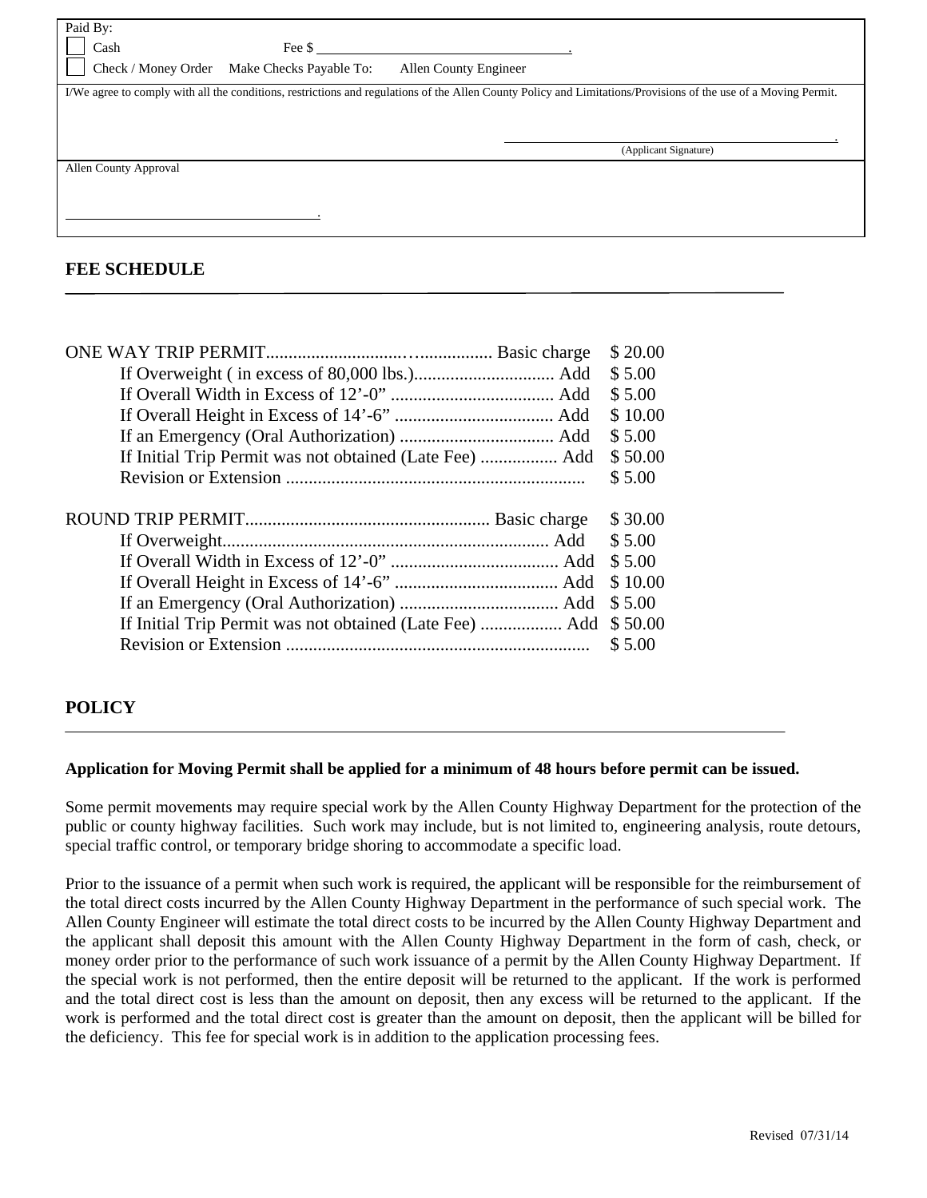Paid By:

☐ Cash Fee $ \_\_\_\_\_\_\_\_\_\_\_\_\_\_\_\_\_\_\_\_\_\_\_\_\_\_\_\_\_\_\_\_\_\_.

☐ Check / Money Order Make Checks Payable To: Allen County Engineer

I/We agree to comply with all the conditions, restrictions and regulations of the Allen County Policy and Limitations/Provisions of the use of a Moving Permit.

\_\_\_\_\_\_\_\_\_\_\_\_\_\_\_\_\_\_\_\_\_\_\_\_\_\_\_\_\_\_\_\_\_\_\_\_\_\_\_\_.
(Applicant Signature)

Allen County Approval

\_\_\_\_\_\_\_\_\_\_\_\_\_\_\_\_\_\_\_\_\_\_\_\_\_\_\_\_\_\_\_\_.

## FEE SCHEDULE

| | |
|---|---|
| ONE WAY TRIP PERMIT.................................................. Basic charge | $ 20.00 |
| If Overweight ( in excess of 80,000 lbs.)............................... Add | $ 5.00 |
| If Overall Width in Excess of 12'-0" .................................... Add | $ 5.00 |
| If Overall Height in Excess of 14'-6" ................................... Add | $ 10.00 |
| If an Emergency (Oral Authorization) .................................. Add | $ 5.00 |
| If Initial Trip Permit was not obtained (Late Fee) ................. Add | $ 50.00 |
| Revision or Extension .................................................................. | $ 5.00 |
| ROUND TRIP PERMIT...................................................... Basic charge | $ 30.00 |
| If Overweight........................................................................ Add | $ 5.00 |
| If Overall Width in Excess of 12'-0" ..................................... Add | $ 5.00 |
| If Overall Height in Excess of 14'-6" .................................... Add | $ 10.00 |
| If an Emergency (Oral Authorization) ................................... Add | $ 5.00 |
| If Initial Trip Permit was not obtained (Late Fee) .................. Add | $ 50.00 |
| Revision or Extension ................................................................... | $ 5.00 |

## POLICY

**Application for Moving Permit shall be applied for a minimum of 48 hours before permit can be issued.**

Some permit movements may require special work by the Allen County Highway Department for the protection of the public or county highway facilities. Such work may include, but is not limited to, engineering analysis, route detours, special traffic control, or temporary bridge shoring to accommodate a specific load.

Prior to the issuance of a permit when such work is required, the applicant will be responsible for the reimbursement of the total direct costs incurred by the Allen County Highway Department in the performance of such special work. The Allen County Engineer will estimate the total direct costs to be incurred by the Allen County Highway Department and the applicant shall deposit this amount with the Allen County Highway Department in the form of cash, check, or money order prior to the performance of such work issuance of a permit by the Allen County Highway Department. If the special work is not performed, then the entire deposit will be returned to the applicant. If the work is performed and the total direct cost is less than the amount on deposit, then any excess will be returned to the applicant. If the work is performed and the total direct cost is greater than the amount on deposit, then the applicant will be billed for the deficiency. This fee for special work is in addition to the application processing fees.

Revised 07/31/14